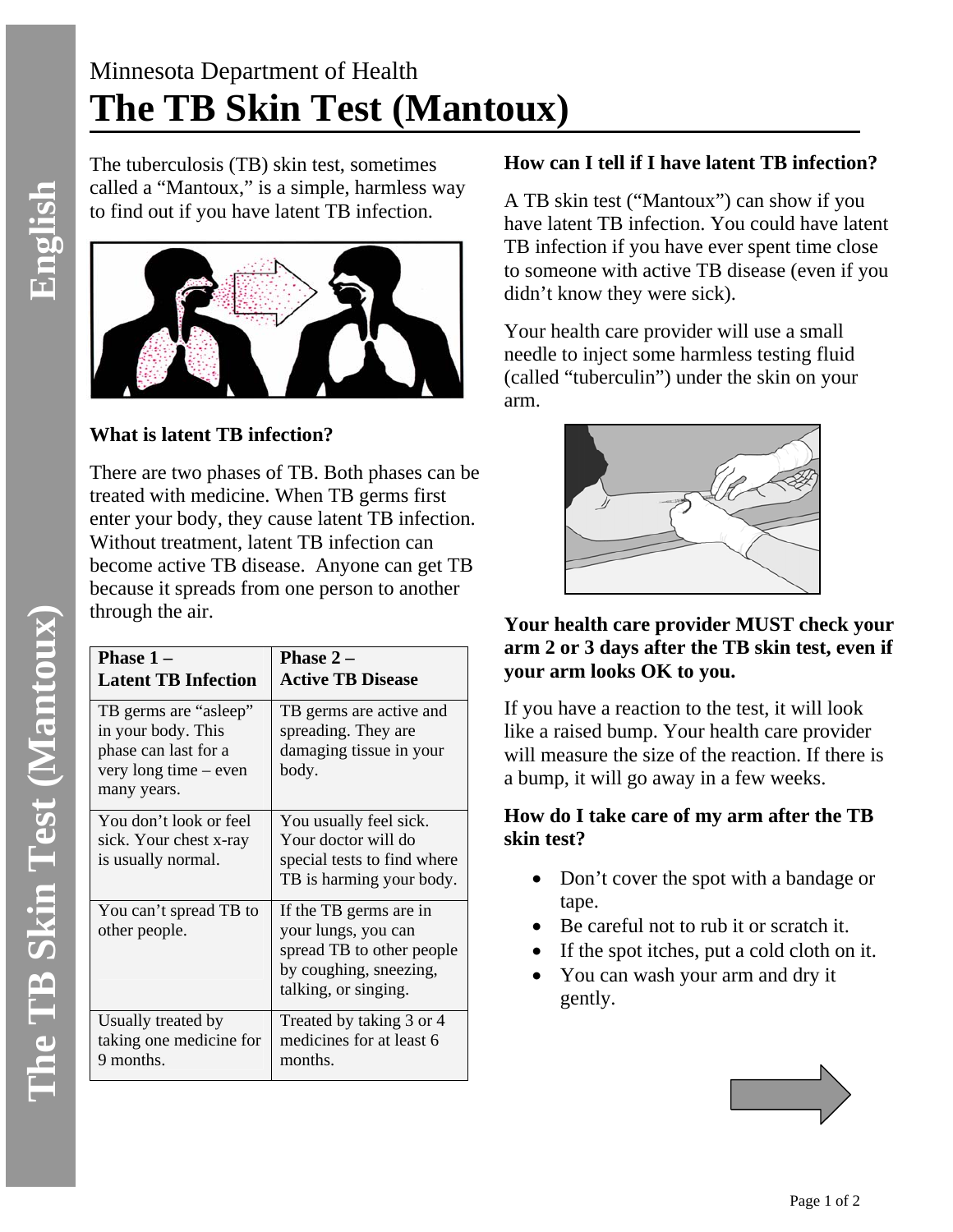Minnesota Department of Health

# The TB Skin Test (Mantoux)

The tuberculosis (TB) skin test, sometimes called a "Mantoux," is a simple, harmless way to find out if you have latent TB infection.

### What is latent TB infection?

There are two phases of TB. Both phases can be treated with medicine. When TB germs first enter your body, they cause latent TB infection. Without treatment, latent TB infection can become active TB disease. Anyone can get TB because it spreads from one person to another through the air.

| Phase 1 – Latent TB Infection | Phase 2 – Active TB Disease |
|---|---|
| TB germs are "asleep" in your body. This phase can last for a very long time – even many years. | TB germs are active and spreading. They are damaging tissue in your body. |
| You don't look or feel sick. Your chest x-ray is usually normal. | You usually feel sick. Your doctor will do special tests to find where TB is harming your body. |
| You can't spread TB to other people. | If the TB germs are in your lungs, you can spread TB to other people by coughing, sneezing, talking, or singing. |
| Usually treated by taking one medicine for 9 months. | Treated by taking 3 or 4 medicines for at least 6 months. |

### How can I tell if I have latent TB infection?

A TB skin test ("Mantoux") can show if you have latent TB infection. You could have latent TB infection if you have ever spent time close to someone with active TB disease (even if you didn't know they were sick).

Your health care provider will use a small needle to inject some harmless testing fluid (called "tuberculin") under the skin on your arm.

**Your health care provider MUST check your arm 2 or 3 days after the TB skin test, even if your arm looks OK to you.**

If you have a reaction to the test, it will look like a raised bump. Your health care provider will measure the size of the reaction. If there is a bump, it will go away in a few weeks.

### How do I take care of my arm after the TB skin test?

- Don't cover the spot with a bandage or tape.
- Be careful not to rub it or scratch it.
- If the spot itches, put a cold cloth on it.
- You can wash your arm and dry it gently.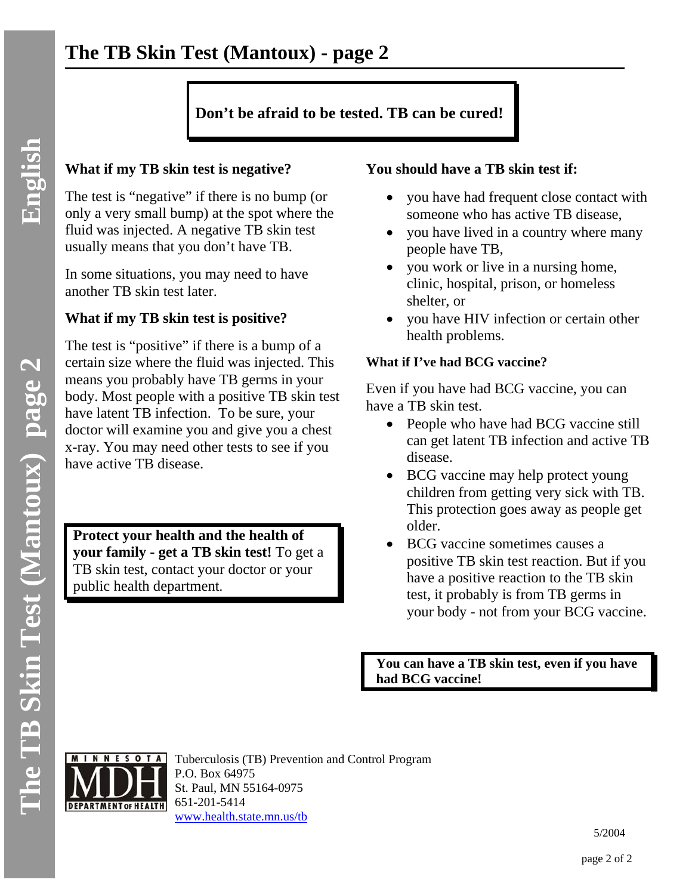# The TB Skin Test (Mantoux) - page 2

**Don't be afraid to be tested. TB can be cured!**

### What if my TB skin test is negative?

The test is "negative" if there is no bump (or only a very small bump) at the spot where the fluid was injected. A negative TB skin test usually means that you don't have TB.

In some situations, you may need to have another TB skin test later.

### What if my TB skin test is positive?

The test is "positive" if there is a bump of a certain size where the fluid was injected. This means you probably have TB germs in your body. Most people with a positive TB skin test have latent TB infection. To be sure, your doctor will examine you and give you a chest x-ray. You may need other tests to see if you have active TB disease.

**Protect your health and the health of your family - get a TB skin test!** To get a TB skin test, contact your doctor or your public health department.

### You should have a TB skin test if:

- you have had frequent close contact with someone who has active TB disease,
- you have lived in a country where many people have TB,
- you work or live in a nursing home, clinic, hospital, prison, or homeless shelter, or
- you have HIV infection or certain other health problems.

### What if I've had BCG vaccine?

Even if you have had BCG vaccine, you can have a TB skin test.

- People who have had BCG vaccine still can get latent TB infection and active TB disease.
- BCG vaccine may help protect young children from getting very sick with TB. This protection goes away as people get older.
- BCG vaccine sometimes causes a positive TB skin test reaction. But if you have a positive reaction to the TB skin test, it probably is from TB germs in your body - not from your BCG vaccine.

**You can have a TB skin test, even if you have had BCG vaccine!**

MINNESOTA MDH DEPARTMENT OF HEALTH

Tuberculosis (TB) Prevention and Control Program
P.O. Box 64975
St. Paul, MN 55164-0975
651-201-5414
www.health.state.mn.us/tb

5/2004